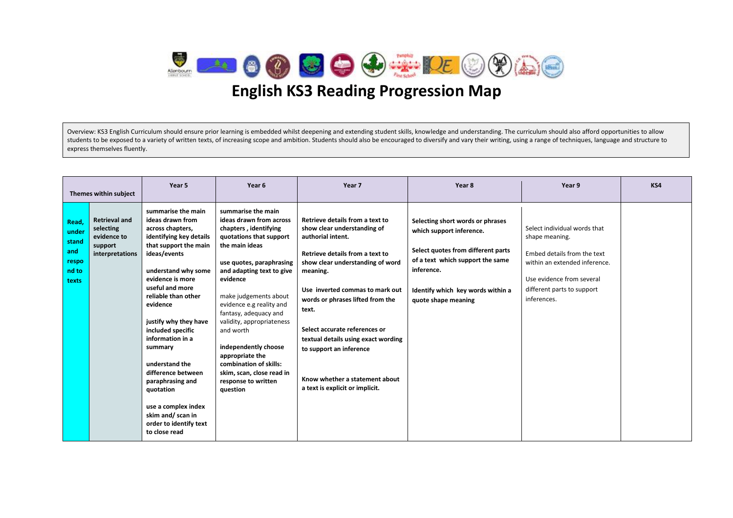# English KS3 Reading Progression Map

Overview: KS3 English Curriculum should ensure prior learning is embedded whilst deepening and extending student skills, knowledge and understanding. The curriculum should also afford opportunities to allow students to be exposed to a variety of written texts, of increasing scope and ambition. Students should also be encouraged to diversify and vary their writing, using a range of techniques, language and structure to express themselves fluently.

| Themes within subject | | Year 5 | Year 6 | Year 7 | Year 8 | Year 9 | KS4 |
|---|---|---|---|---|---|---|---|
| **Read, understand and respond to texts** | **Retrieval and selecting evidence to support interpretations** | **summarise the main ideas drawn from across chapters, identifying key details that support the main ideas/events**<br><br>**understand why some evidence is more useful and more reliable than other evidence**<br><br>**justify why they have included specific information in a summary**<br><br>**understand the difference between paraphrasing and quotation**<br><br>**use a complex index skim and/ scan in order to identify text to close read** | **summarise the main ideas drawn from across chapters , identifying quotations that support the main ideas**<br><br>**use quotes, paraphrasing and adapting text to give evidence**<br><br>make judgements about evidence e.g reality and fantasy, adequacy and validity, appropriateness and worth<br><br>**independently choose appropriate the combination of skills: skim, scan, close read in response to written question** | **Retrieve details from a text to show clear understanding of authorial intent.**<br><br>**Retrieve details from a text to show clear understanding of word meaning.**<br><br>**Use inverted commas to mark out words or phrases lifted from the text.**<br><br>**Select accurate references or textual details using exact wording to support an inference**<br><br>**Know whether a statement about a text is explicit or implicit.** | **Selecting short words or phrases which support inference.**<br><br>**Select quotes from different parts of a text which support the same inference.**<br><br>**Identify which key words within a quote shape meaning** | Select individual words that shape meaning.<br><br>Embed details from the text within an extended inference.<br><br>Use evidence from several different parts to support inferences. | |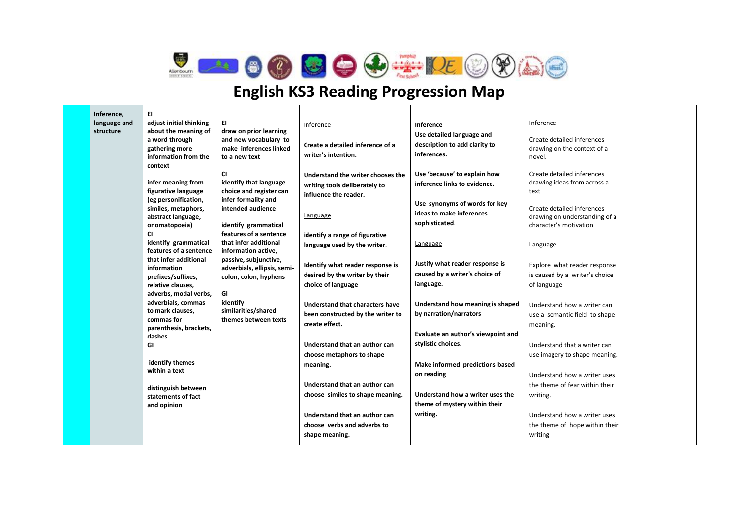# English KS3 Reading Progression Map

| | | | | | | | |
|---|---|---|---|---|---|---|---|
| | **Inference, language and structure** | **EI**<br>**adjust initial thinking about the meaning of a word through gathering more information from the context**<br><br>**infer meaning from figurative language (eg personification, similes, metaphors, abstract language, onomatopoeia)**<br>**CI**<br>**identify grammatical features of a sentence that infer additional information prefixes/suffixes, relative clauses, adverbs, modal verbs, adverbials, commas to mark clauses, commas for parenthesis, brackets, dashes**<br>**GI**<br><br>**identify themes within a text**<br><br>**distinguish between statements of fact and opinion** | **EI**<br>**draw on prior learning and new vocabulary to make inferences linked to a new text**<br><br>**CI**<br>**identify that language choice and register can infer formality and intended audience**<br><br>**identify grammatical features of a sentence that infer additional information active, passive, subjunctive, adverbials, ellipsis, semi-colon, colon, hyphens**<br><br>**GI**<br>**identify similarities/shared themes between texts** | Inference<br><br>**Create a detailed inference of a writer's intention.**<br><br>**Understand the writer chooses the writing tools deliberately to influence the reader.**<br><br>Language<br><br>**identify a range of figurative language used by the writer.**<br><br>**Identify what reader response is desired by the writer by their choice of language**<br><br>**Understand that characters have been constructed by the writer to create effect.**<br><br>**Understand that an author can choose metaphors to shape meaning.**<br><br>**Understand that an author can choose similes to shape meaning.**<br><br>**Understand that an author can choose verbs and adverbs to shape meaning.** | **Inference**<br>**Use detailed language and description to add clarity to inferences.**<br><br>**Use 'because' to explain how inference links to evidence.**<br><br>**Use synonyms of words for key ideas to make inferences sophisticated.**<br><br>Language<br><br>**Justify what reader response is caused by a writer's choice of language.**<br><br>**Understand how meaning is shaped by narration/narrators**<br><br>**Evaluate an author's viewpoint and stylistic choices.**<br><br>**Make informed predictions based on reading**<br><br>**Understand how a writer uses the theme of mystery within their writing.** | Inference<br><br>Create detailed inferences drawing on the context of a novel.<br><br>Create detailed inferences drawing ideas from across a text<br><br>Create detailed inferences drawing on understanding of a character's motivation<br><br>Language<br><br>Explore what reader response is caused by a writer's choice of language<br><br>Understand how a writer can use a semantic field to shape meaning.<br><br>Understand that a writer can use imagery to shape meaning.<br><br>Understand how a writer uses the theme of fear within their writing.<br><br>Understand how a writer uses the theme of hope within their writing | |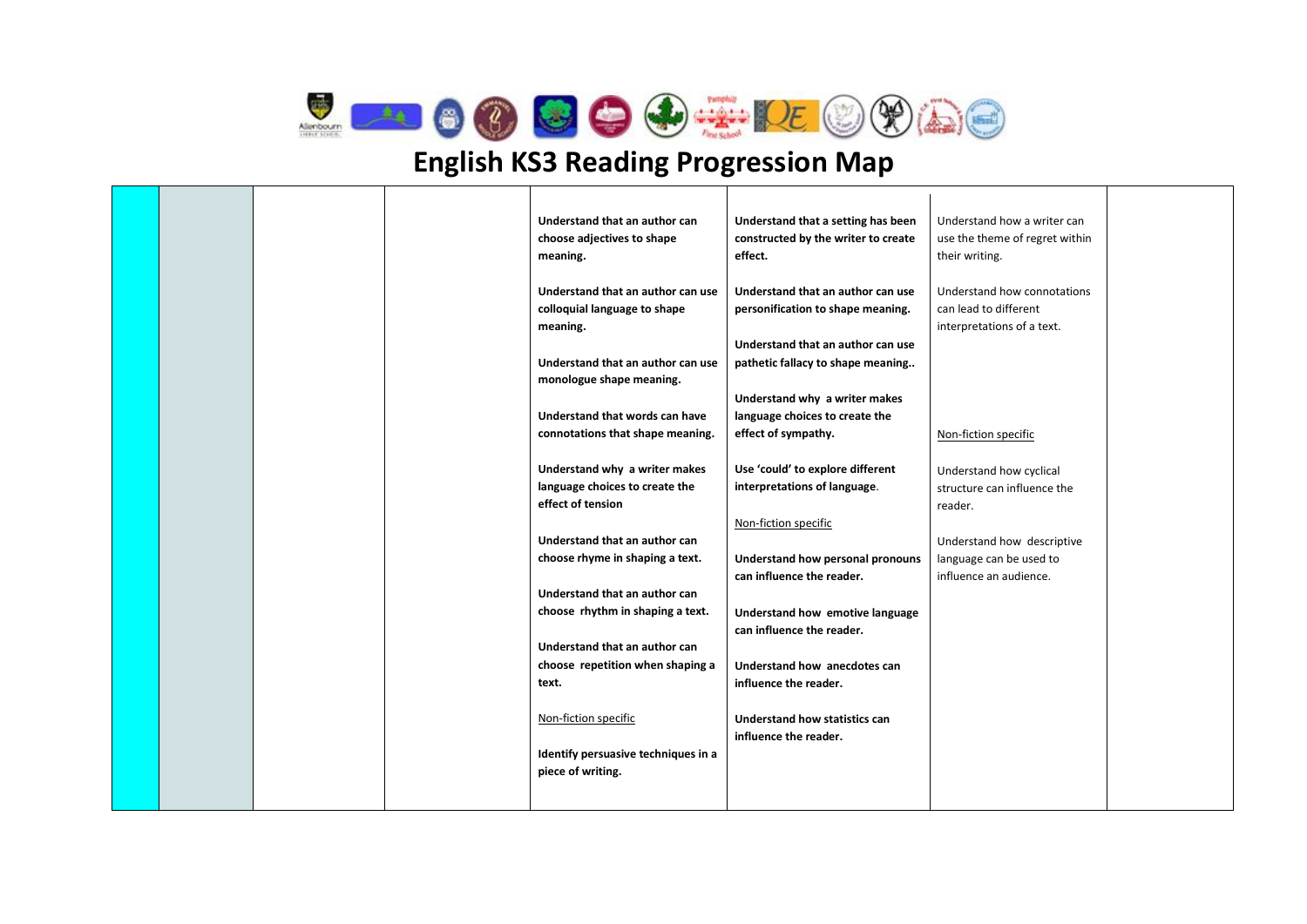# English KS3 Reading Progression Map

| | | | | | | | |
|---|---|---|---|---|---|---|---|
| | | | | **Understand that an author can choose adjectives to shape meaning.**<br><br>**Understand that an author can use colloquial language to shape meaning.**<br><br>**Understand that an author can use monologue shape meaning.**<br><br>**Understand that words can have connotations that shape meaning.**<br><br>**Understand why a writer makes language choices to create the effect of tension**<br><br>**Understand that an author can choose rhyme in shaping a text.**<br><br>**Understand that an author can choose rhythm in shaping a text.**<br><br>**Understand that an author can choose repetition when shaping a text.**<br><br><u>Non-fiction specific</u><br><br>**Identify persuasive techniques in a piece of writing.** | **Understand that a setting has been constructed by the writer to create effect.**<br><br>**Understand that an author can use personification to shape meaning.**<br><br>**Understand that an author can use pathetic fallacy to shape meaning..**<br><br>**Understand why a writer makes language choices to create the effect of sympathy.**<br><br>**Use 'could' to explore different interpretations of language.**<br><br><u>Non-fiction specific</u><br><br>**Understand how personal pronouns can influence the reader.**<br><br>**Understand how emotive language can influence the reader.**<br><br>**Understand how anecdotes can influence the reader.**<br><br>**Understand how statistics can influence the reader.** | Understand how a writer can use the theme of regret within their writing.<br><br>Understand how connotations can lead to different interpretations of a text.<br><br><u>Non-fiction specific</u><br><br>Understand how cyclical structure can influence the reader.<br><br>Understand how descriptive language can be used to influence an audience. | |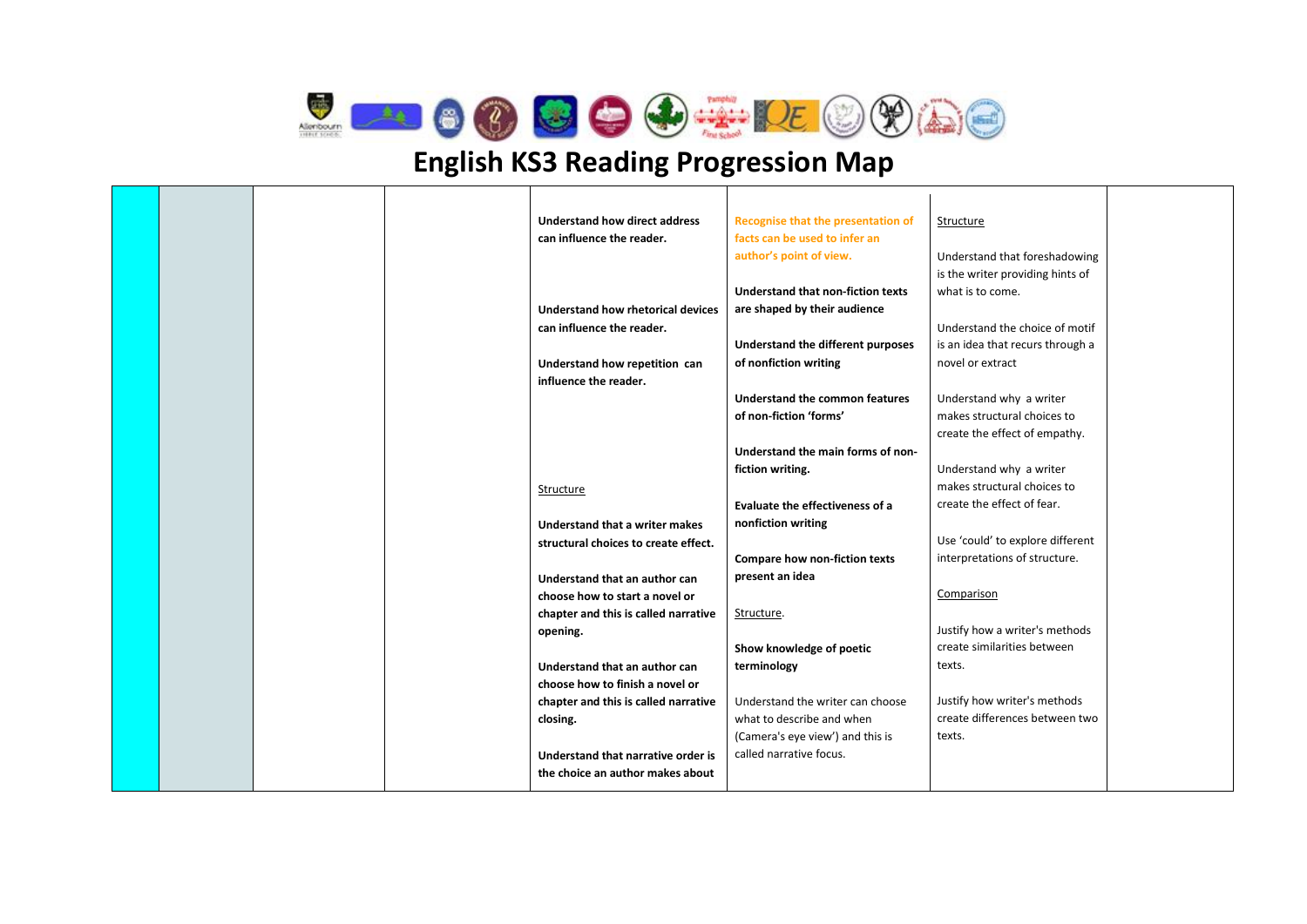# English KS3 Reading Progression Map

| | | | | | | | |
|---|---|---|---|---|---|---|---|
| | | | | **Understand how direct address can influence the reader.**<br><br>**Understand how rhetorical devices can influence the reader.**<br><br>**Understand how repetition can influence the reader.**<br><br>Structure<br><br>**Understand that a writer makes structural choices to create effect.**<br><br>**Understand that an author can choose how to start a novel or chapter and this is called narrative opening.**<br><br>**Understand that an author can choose how to finish a novel or chapter and this is called narrative closing.**<br><br>**Understand that narrative order is the choice an author makes about** | **Recognise that the presentation of facts can be used to infer an author's point of view.**<br><br>**Understand that non-fiction texts are shaped by their audience**<br><br>**Understand the different purposes of nonfiction writing**<br><br>**Understand the common features of non-fiction 'forms'**<br><br>**Understand the main forms of non-fiction writing.**<br><br>**Evaluate the effectiveness of a nonfiction writing**<br><br>**Compare how non-fiction texts present an idea**<br><br>Structure.<br><br>**Show knowledge of poetic terminology**<br><br>Understand the writer can choose what to describe and when (Camera's eye view') and this is called narrative focus. | Structure<br><br>Understand that foreshadowing is the writer providing hints of what is to come.<br><br>Understand the choice of motif is an idea that recurs through a novel or extract<br><br>Understand why a writer makes structural choices to create the effect of empathy.<br><br>Understand why a writer makes structural choices to create the effect of fear.<br><br>Use 'could' to explore different interpretations of structure.<br><br>Comparison<br><br>Justify how a writer's methods create similarities between texts.<br><br>Justify how writer's methods create differences between two texts. | |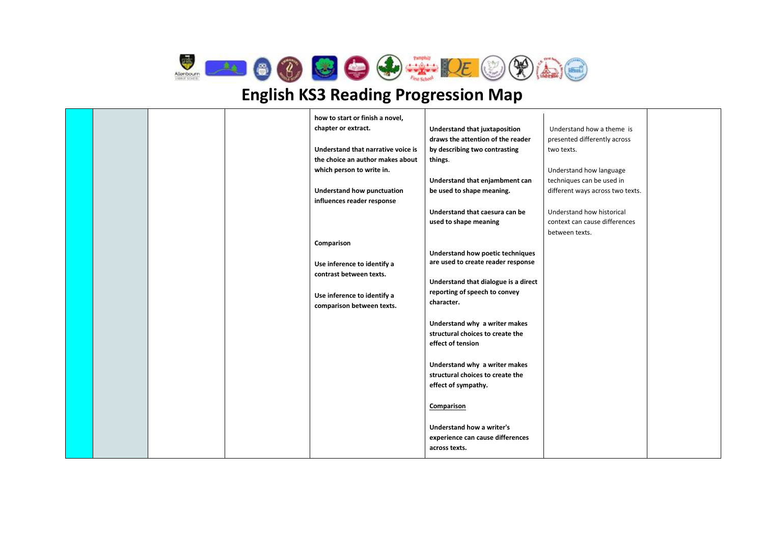# English KS3 Reading Progression Map

| | | | | | | | |
|---|---|---|---|---|---|---|---|
| | | | | **how to start or finish a novel, chapter or extract.**<br><br>**Understand that narrative voice is the choice an author makes about which person to write in.**<br><br>**Understand how punctuation influences reader response**<br><br>**Comparison**<br><br>**Use inference to identify a contrast between texts.**<br><br>**Use inference to identify a comparison between texts.** | **Understand that juxtaposition draws the attention of the reader by describing two contrasting things.**<br><br>**Understand that enjambment can be used to shape meaning.**<br><br>**Understand that caesura can be used to shape meaning**<br><br>**Understand how poetic techniques are used to create reader response**<br><br>**Understand that dialogue is a direct reporting of speech to convey character.**<br><br>**Understand why a writer makes structural choices to create the effect of tension**<br><br>**Understand why a writer makes structural choices to create the effect of sympathy.**<br><br>**<u>Comparison</u>**<br><br>**Understand how a writer's experience can cause differences across texts.** | Understand how a theme is presented differently across two texts.<br><br>Understand how language techniques can be used in different ways across two texts.<br><br>Understand how historical context can cause differences between texts. | |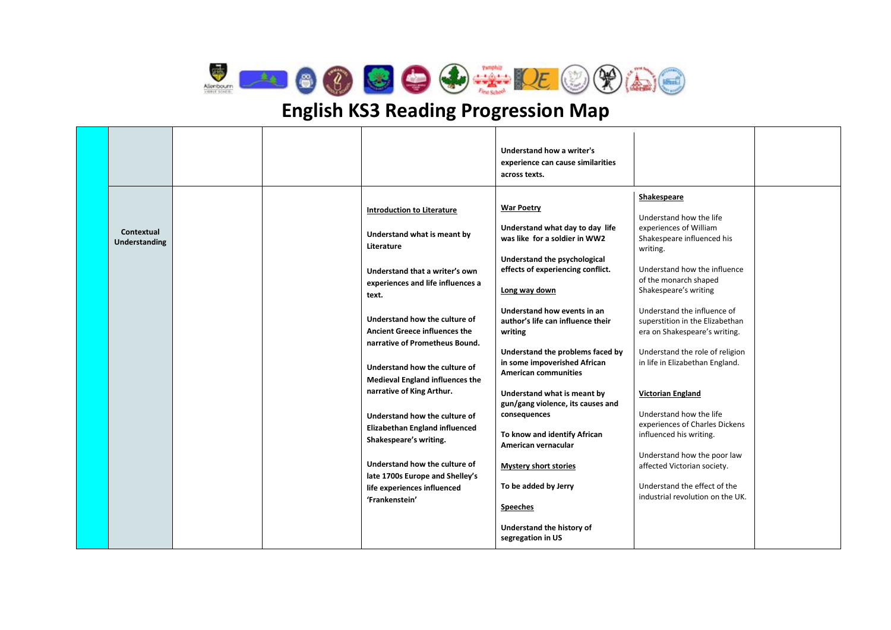# English KS3 Reading Progression Map

| | | | | | | | |
|---|---|---|---|---|---|---|---|
| | | | | | Understand how a writer's experience can cause similarities across texts. | | |
| | **Contextual Understanding** | | | **Introduction to Literature**<br><br>Understand what is meant by Literature<br><br>Understand that a writer's own experiences and life influences a text.<br><br>Understand how the culture of Ancient Greece influences the narrative of Prometheus Bound.<br><br>Understand how the culture of Medieval England influences the narrative of King Arthur.<br><br>Understand how the culture of Elizabethan England influenced Shakespeare's writing.<br><br>Understand how the culture of late 1700s Europe and Shelley's life experiences influenced 'Frankenstein' | **War Poetry**<br><br>Understand what day to day life was like for a soldier in WW2<br><br>Understand the psychological effects of experiencing conflict.<br><br>**Long way down**<br><br>Understand how events in an author's life can influence their writing<br><br>Understand the problems faced by in some impoverished African American communities<br><br>Understand what is meant by gun/gang violence, its causes and consequences<br><br>To know and identify African American vernacular<br><br>**Mystery short stories**<br><br>To be added by Jerry<br><br>**Speeches**<br><br>Understand the history of segregation in US | **Shakespeare**<br><br>Understand how the life experiences of William Shakespeare influenced his writing.<br><br>Understand how the influence of the monarch shaped Shakespeare's writing<br><br>Understand the influence of superstition in the Elizabethan era on Shakespeare's writing.<br><br>Understand the role of religion in life in Elizabethan England.<br><br>**Victorian England**<br><br>Understand how the life experiences of Charles Dickens influenced his writing.<br><br>Understand how the poor law affected Victorian society.<br><br>Understand the effect of the industrial revolution on the UK. | |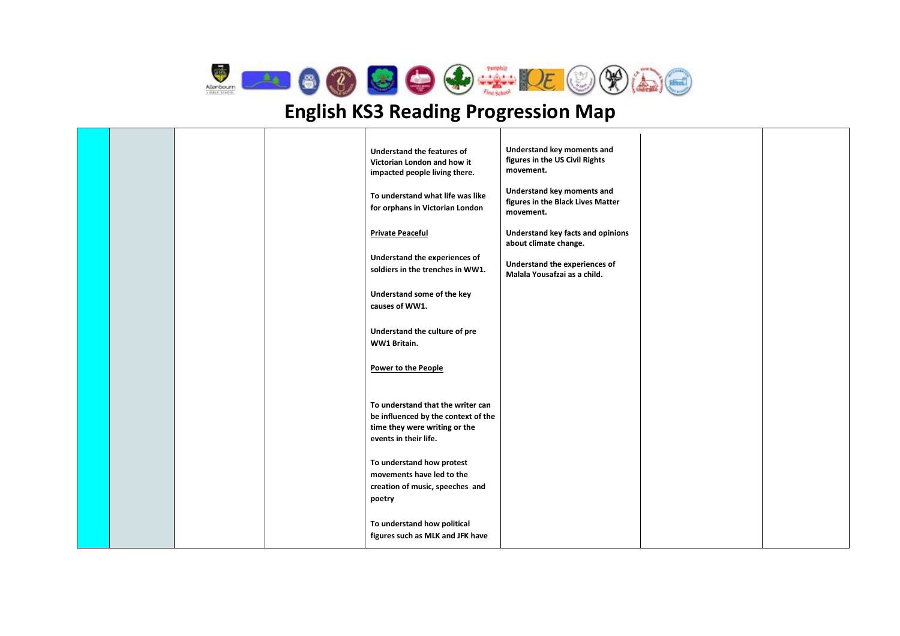# English KS3 Reading Progression Map

| | | | | | | | |
|---|---|---|---|---|---|---|---|
| | | | | **Understand the features of Victorian London and how it impacted people living there.**<br><br>**To understand what life was like for orphans in Victorian London**<br><br>**<u>Private Peaceful</u>**<br><br>**Understand the experiences of soldiers in the trenches in WW1.**<br><br>**Understand some of the key causes of WW1.**<br><br>**Understand the culture of pre WW1 Britain.**<br><br>**<u>Power to the People</u>**<br><br>**To understand that the writer can be influenced by the context of the time they were writing or the events in their life.**<br><br>**To understand how protest movements have led to the creation of music, speeches and poetry**<br><br>**To understand how political figures such as MLK and JFK have** | **Understand key moments and figures in the US Civil Rights movement.**<br><br>**Understand key moments and figures in the Black Lives Matter movement.**<br><br>**Understand key facts and opinions about climate change.**<br><br>**Understand the experiences of Malala Yousafzai as a child.** | | |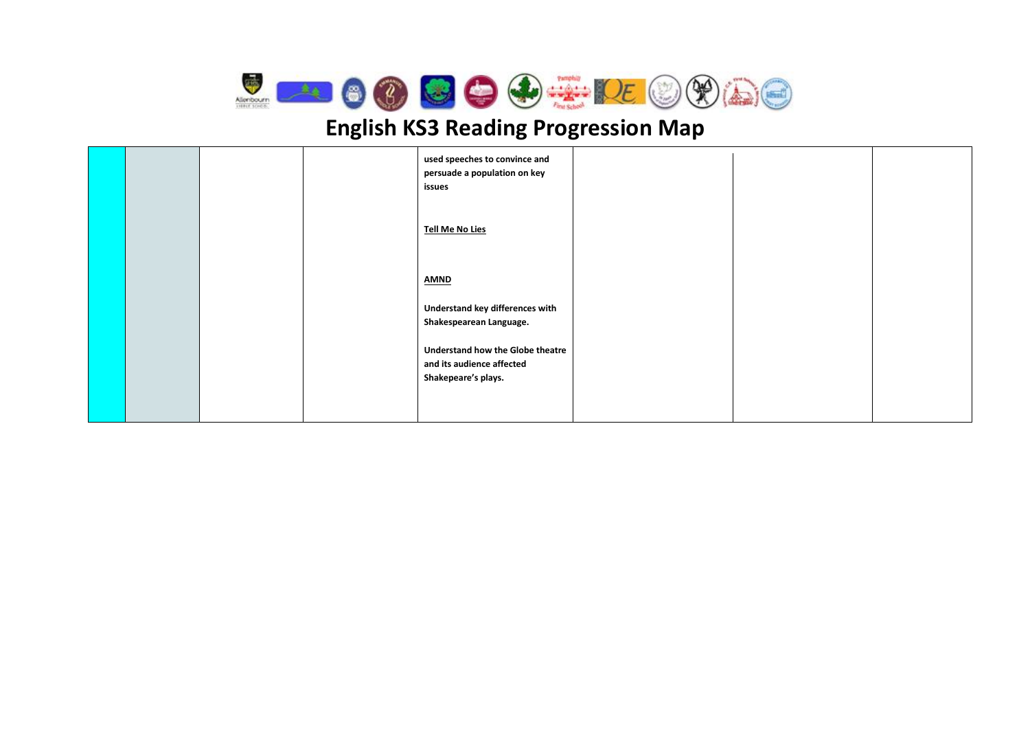# English KS3 Reading Progression Map

| | | | | | | | |
|---|---|---|---|---|---|---|---|
| | | | | **used speeches to convince and persuade a population on key issues**<br><br>**<u>Tell Me No Lies</u>**<br><br>**<u>AMND</u>**<br><br>**Understand key differences with Shakespearean Language.**<br><br>**Understand how the Globe theatre and its audience affected Shakepeare's plays.** | | | |